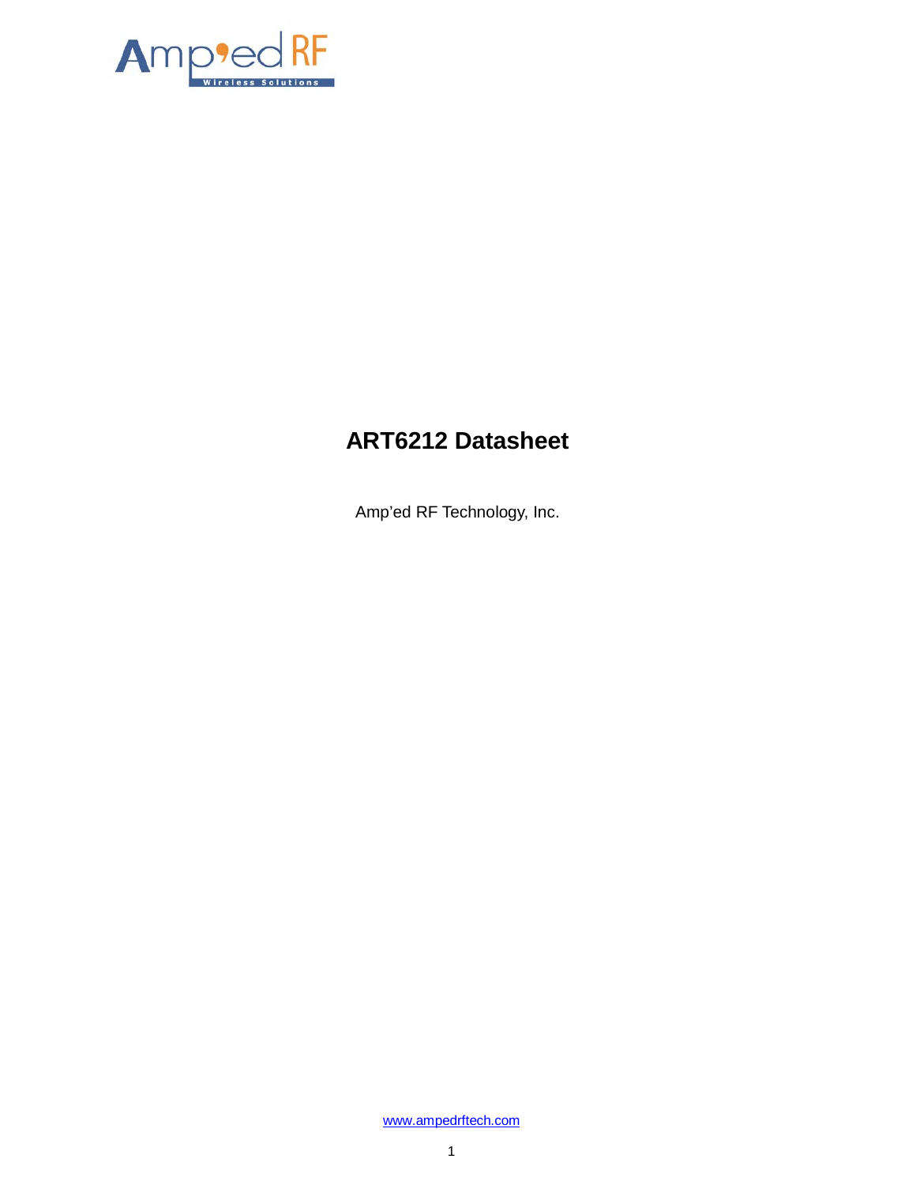# ART6212 Datasheet

Amp'ed RF Technology, Inc.

www.ampedrftech.com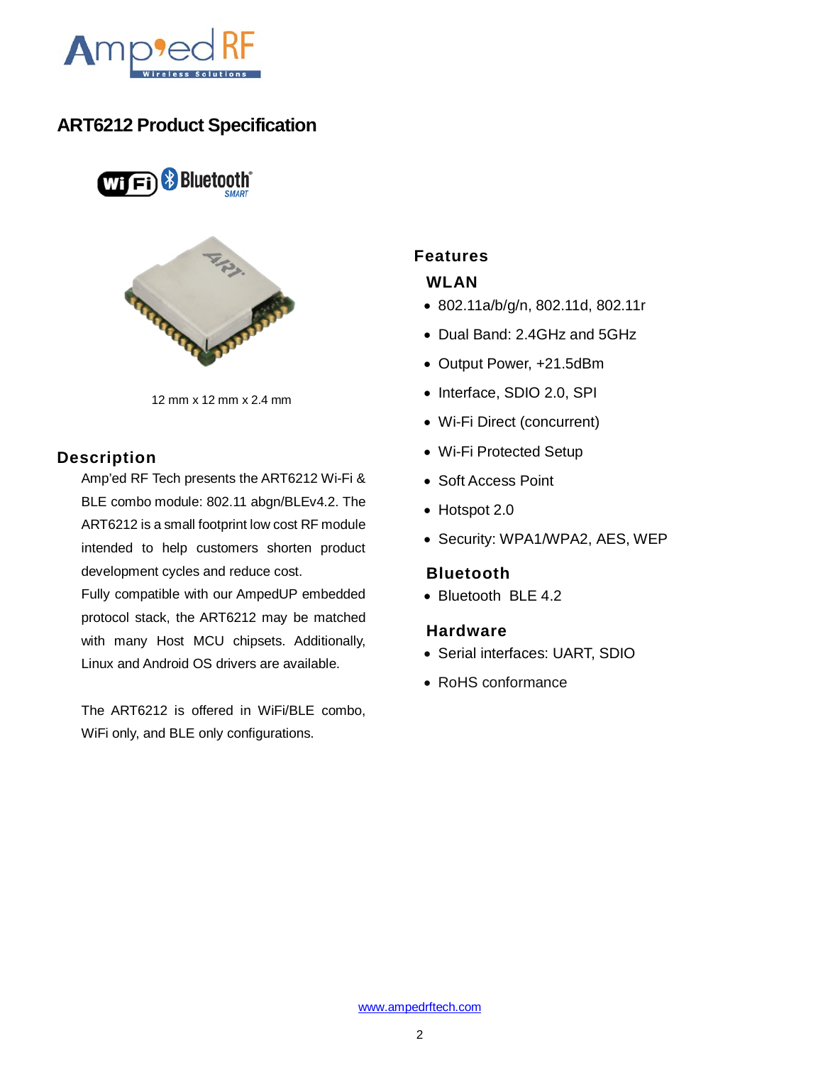# ART6212 Product Specification

12 mm x 12 mm x 2.4 mm

## Description

Amp'ed RF Tech presents the ART6212 Wi-Fi & BLE combo module: 802.11 abgn/BLEv4.2. The ART6212 is a small footprint low cost RF module intended to help customers shorten product development cycles and reduce cost.

Fully compatible with our AmpedUP embedded protocol stack, the ART6212 may be matched with many Host MCU chipsets. Additionally, Linux and Android OS drivers are available.

The ART6212 is offered in WiFi/BLE combo, WiFi only, and BLE only configurations.

## Features

### WLAN

- 802.11a/b/g/n, 802.11d, 802.11r
- Dual Band: 2.4GHz and 5GHz
- Output Power, +21.5dBm
- Interface, SDIO 2.0, SPI
- Wi-Fi Direct (concurrent)
- Wi-Fi Protected Setup
- Soft Access Point
- Hotspot 2.0
- Security: WPA1/WPA2, AES, WEP

### Bluetooth

- Bluetooth BLE 4.2

### Hardware

- Serial interfaces: UART, SDIO
- RoHS conformance

www.ampedrftech.com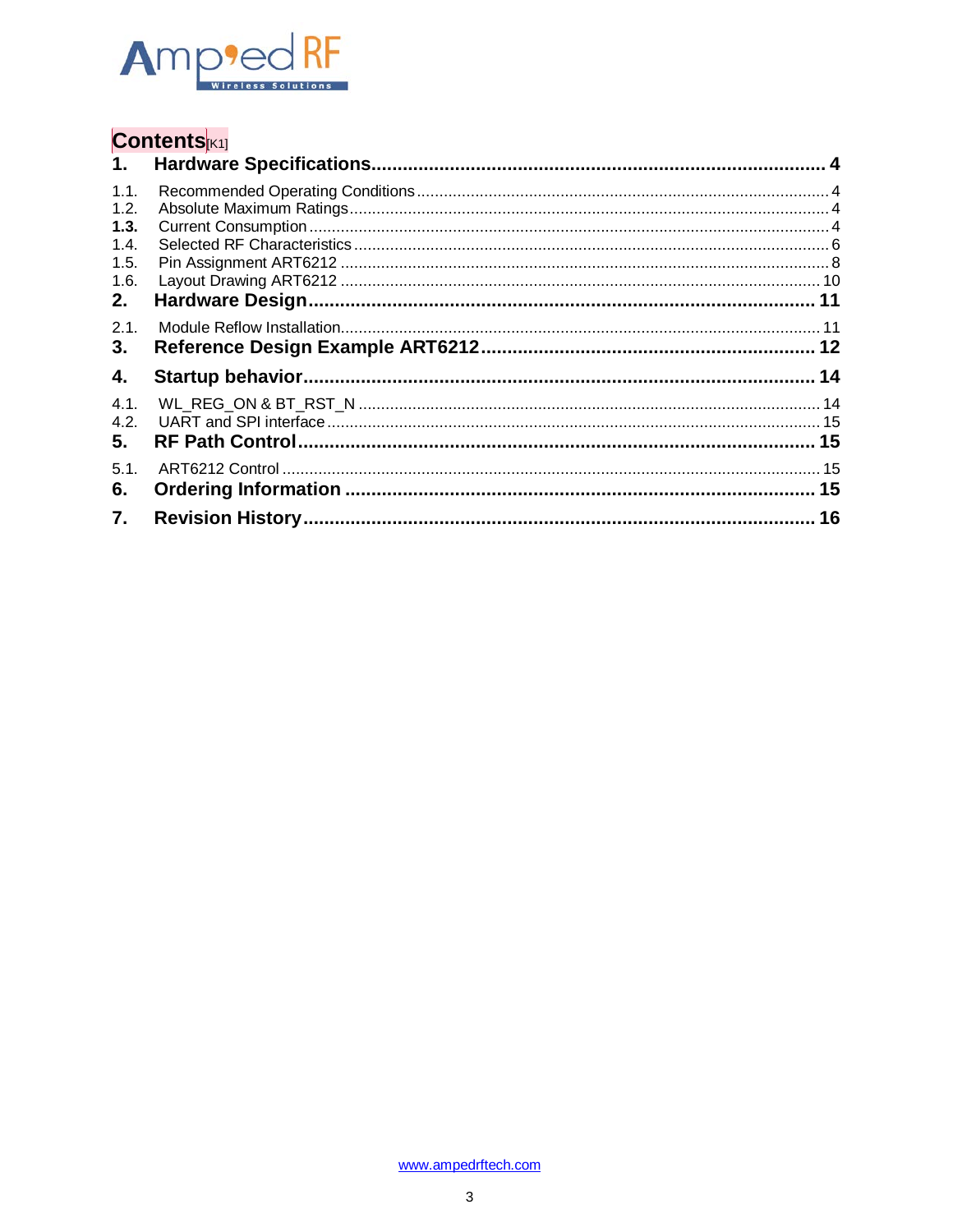# Contents[K1]

1. **Hardware Specifications** ..... **4**
   - 1.1. Recommended Operating Conditions ..... 4
   - 1.2. Absolute Maximum Ratings ..... 4
   - 1.3. Current Consumption ..... 4
   - 1.4. Selected RF Characteristics ..... 6
   - 1.5. Pin Assignment ART6212 ..... 8
   - 1.6. Layout Drawing ART6212 ..... 10
2. **Hardware Design** ..... **11**
   - 2.1. Module Reflow Installation ..... 11
3. **Reference Design Example ART6212** ..... **12**
4. **Startup behavior** ..... **14**
   - 4.1. WL_REG_ON & BT_RST_N ..... 14
   - 4.2. UART and SPI interface ..... 15
5. **RF Path Control** ..... **15**
   - 5.1. ART6212 Control ..... 15
6. **Ordering Information** ..... **15**
7. **Revision History** ..... **16**

www.ampedrftech.com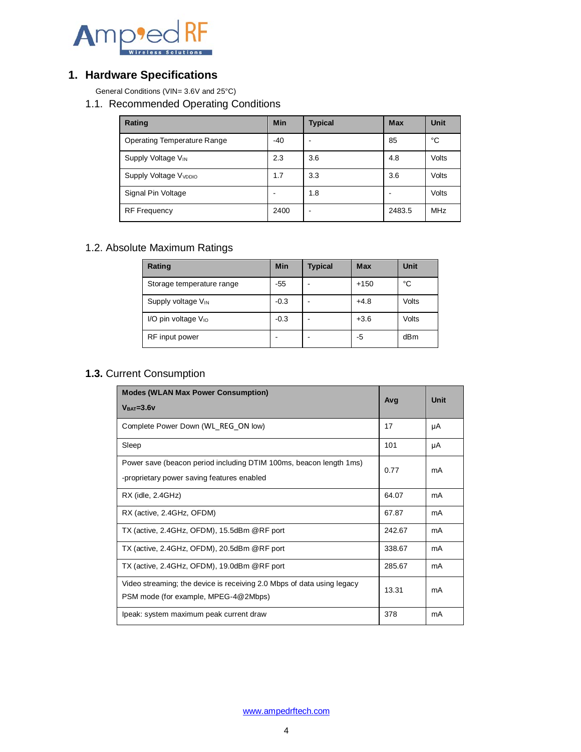# 1. Hardware Specifications

General Conditions (VIN= 3.6V and 25°C)

## 1.1. Recommended Operating Conditions

| Rating | Min | Typical | Max | Unit |
|---|---|---|---|---|
| Operating Temperature Range | -40 | - | 85 | °C |
| Supply Voltage $V_{IN}$ | 2.3 | 3.6 | 4.8 | Volts |
| Supply Voltage $V_{VDDIO}$ | 1.7 | 3.3 | 3.6 | Volts |
| Signal Pin Voltage | - | 1.8 | - | Volts |
| RF Frequency | 2400 | - | 2483.5 | MHz |

## 1.2. Absolute Maximum Ratings

| Rating | Min | Typical | Max | Unit |
|---|---|---|---|---|
| Storage temperature range | -55 | - | +150 | °C |
| Supply voltage $V_{IN}$ | -0.3 | - | +4.8 | Volts |
| I/O pin voltage $V_{IO}$ | -0.3 | - | +3.6 | Volts |
| RF input power | - | - | -5 | dBm |

## 1.3. Current Consumption

| Modes (WLAN Max Power Consumption) $V_{BAT}$=3.6v | Avg | Unit |
|---|---|---|
| Complete Power Down (WL_REG_ON low) | 17 | μA |
| Sleep | 101 | μA |
| Power save (beacon period including DTIM 100ms, beacon length 1ms) -proprietary power saving features enabled | 0.77 | mA |
| RX (idle, 2.4GHz) | 64.07 | mA |
| RX (active, 2.4GHz, OFDM) | 67.87 | mA |
| TX (active, 2.4GHz, OFDM), 15.5dBm @RF port | 242.67 | mA |
| TX (active, 2.4GHz, OFDM), 20.5dBm @RF port | 338.67 | mA |
| TX (active, 2.4GHz, OFDM), 19.0dBm @RF port | 285.67 | mA |
| Video streaming; the device is receiving 2.0 Mbps of data using legacy PSM mode (for example, MPEG-4@2Mbps) | 13.31 | mA |
| Ipeak: system maximum peak current draw | 378 | mA |

www.ampedrftech.com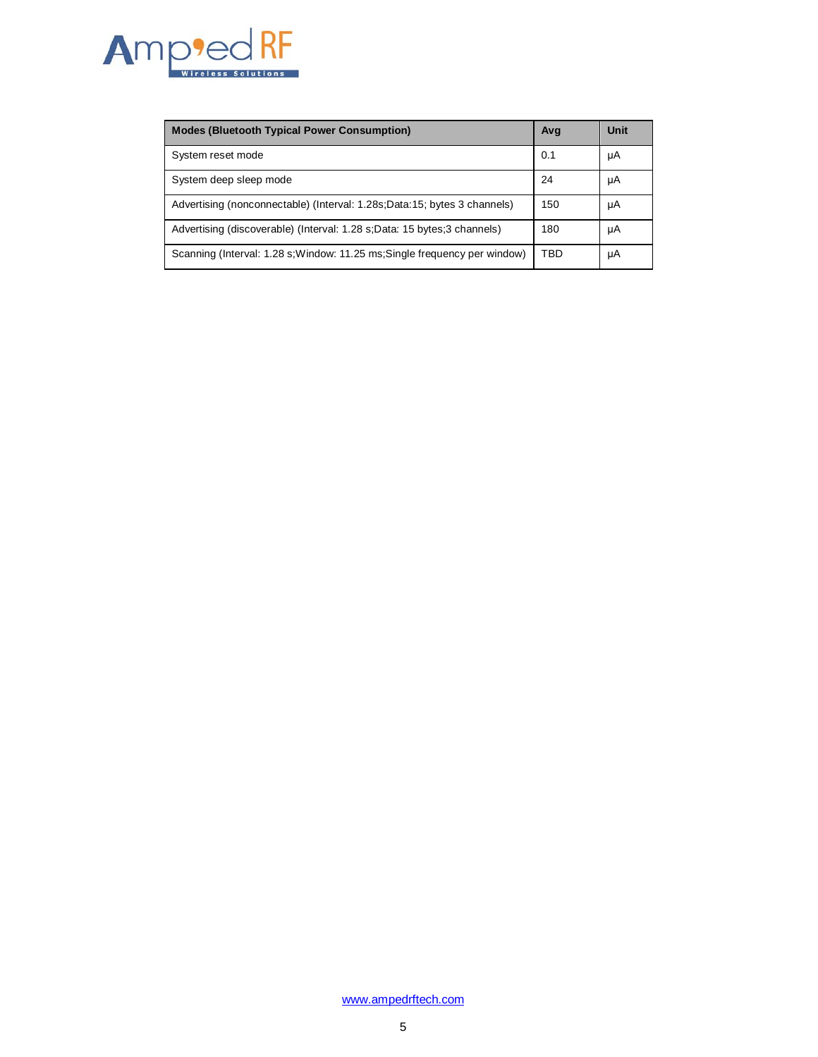| Modes (Bluetooth Typical Power Consumption) | Avg | Unit |
|---|---|---|
| System reset mode | 0.1 | μA |
| System deep sleep mode | 24 | μA |
| Advertising (nonconnectable) (Interval: 1.28s;Data:15; bytes 3 channels) | 150 | μA |
| Advertising (discoverable) (Interval: 1.28 s;Data: 15 bytes;3 channels) | 180 | μA |
| Scanning (Interval: 1.28 s;Window: 11.25 ms;Single frequency per window) | TBD | μA |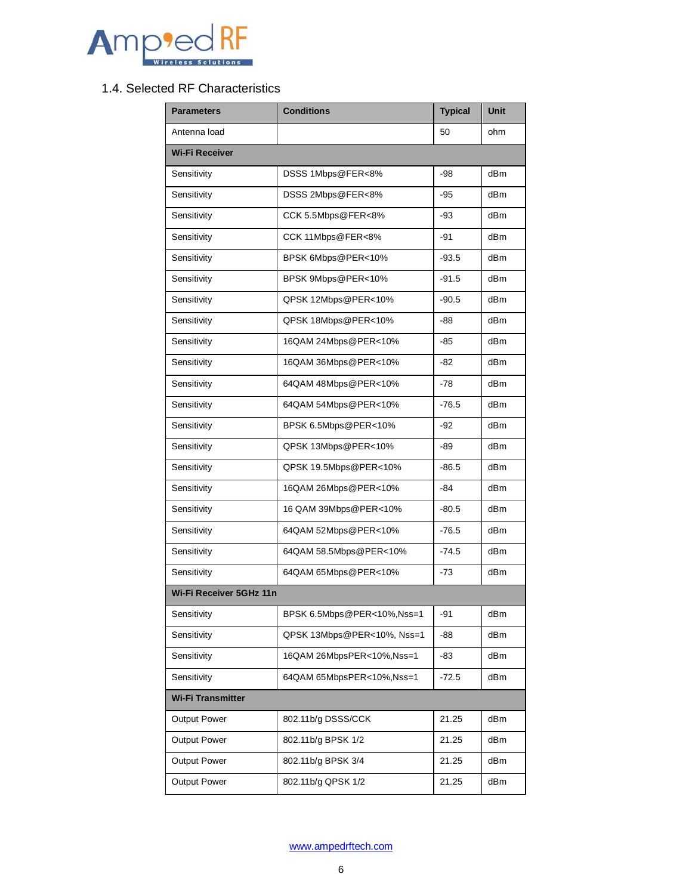## 1.4. Selected RF Characteristics

| Parameters | Conditions | Typical | Unit |
|---|---|---|---|
| Antenna load | | 50 | ohm |
| **Wi-Fi Receiver** | | | |
| Sensitivity | DSSS 1Mbps@FER<8% | -98 | dBm |
| Sensitivity | DSSS 2Mbps@FER<8% | -95 | dBm |
| Sensitivity | CCK 5.5Mbps@FER<8% | -93 | dBm |
| Sensitivity | CCK 11Mbps@FER<8% | -91 | dBm |
| Sensitivity | BPSK 6Mbps@PER<10% | -93.5 | dBm |
| Sensitivity | BPSK 9Mbps@PER<10% | -91.5 | dBm |
| Sensitivity | QPSK 12Mbps@PER<10% | -90.5 | dBm |
| Sensitivity | QPSK 18Mbps@PER<10% | -88 | dBm |
| Sensitivity | 16QAM 24Mbps@PER<10% | -85 | dBm |
| Sensitivity | 16QAM 36Mbps@PER<10% | -82 | dBm |
| Sensitivity | 64QAM 48Mbps@PER<10% | -78 | dBm |
| Sensitivity | 64QAM 54Mbps@PER<10% | -76.5 | dBm |
| Sensitivity | BPSK 6.5Mbps@PER<10% | -92 | dBm |
| Sensitivity | QPSK 13Mbps@PER<10% | -89 | dBm |
| Sensitivity | QPSK 19.5Mbps@PER<10% | -86.5 | dBm |
| Sensitivity | 16QAM 26Mbps@PER<10% | -84 | dBm |
| Sensitivity | 16 QAM 39Mbps@PER<10% | -80.5 | dBm |
| Sensitivity | 64QAM 52Mbps@PER<10% | -76.5 | dBm |
| Sensitivity | 64QAM 58.5Mbps@PER<10% | -74.5 | dBm |
| Sensitivity | 64QAM 65Mbps@PER<10% | -73 | dBm |
| **Wi-Fi Receiver 5GHz 11n** | | | |
| Sensitivity | BPSK 6.5Mbps@PER<10%,Nss=1 | -91 | dBm |
| Sensitivity | QPSK 13Mbps@PER<10%, Nss=1 | -88 | dBm |
| Sensitivity | 16QAM 26MbpsPER<10%,Nss=1 | -83 | dBm |
| Sensitivity | 64QAM 65MbpsPER<10%,Nss=1 | -72.5 | dBm |
| **Wi-Fi Transmitter** | | | |
| Output Power | 802.11b/g DSSS/CCK | 21.25 | dBm |
| Output Power | 802.11b/g BPSK 1/2 | 21.25 | dBm |
| Output Power | 802.11b/g BPSK 3/4 | 21.25 | dBm |
| Output Power | 802.11b/g QPSK 1/2 | 21.25 | dBm |

www.ampedrftech.com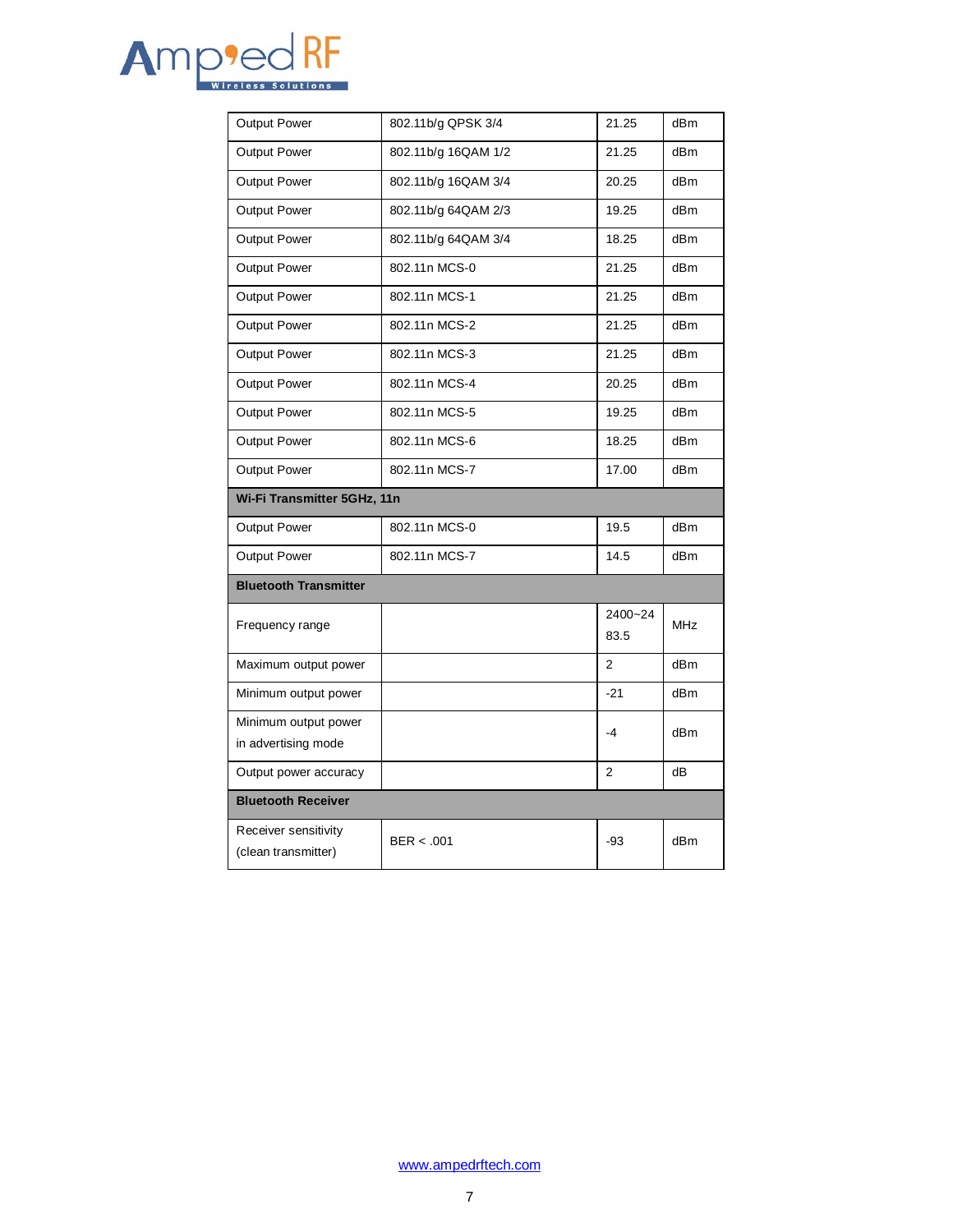| Output Power | 802.11b/g QPSK 3/4 | 21.25 | dBm |
| --- | --- | --- | --- |
| Output Power | 802.11b/g 16QAM 1/2 | 21.25 | dBm |
| Output Power | 802.11b/g 16QAM 3/4 | 20.25 | dBm |
| Output Power | 802.11b/g 64QAM 2/3 | 19.25 | dBm |
| Output Power | 802.11b/g 64QAM 3/4 | 18.25 | dBm |
| Output Power | 802.11n MCS-0 | 21.25 | dBm |
| Output Power | 802.11n MCS-1 | 21.25 | dBm |
| Output Power | 802.11n MCS-2 | 21.25 | dBm |
| Output Power | 802.11n MCS-3 | 21.25 | dBm |
| Output Power | 802.11n MCS-4 | 20.25 | dBm |
| Output Power | 802.11n MCS-5 | 19.25 | dBm |
| Output Power | 802.11n MCS-6 | 18.25 | dBm |
| Output Power | 802.11n MCS-7 | 17.00 | dBm |
| **Wi-Fi Transmitter 5GHz, 11n** | | | |
| Output Power | 802.11n MCS-0 | 19.5 | dBm |
| Output Power | 802.11n MCS-7 | 14.5 | dBm |
| **Bluetooth Transmitter** | | | |
| Frequency range | | 2400~2483.5 | MHz |
| Maximum output power | | 2 | dBm |
| Minimum output power | | -21 | dBm |
| Minimum output power in advertising mode | | -4 | dBm |
| Output power accuracy | | 2 | dB |
| **Bluetooth Receiver** | | | |
| Receiver sensitivity (clean transmitter) | BER < .001 | -93 | dBm |

www.ampedrftech.com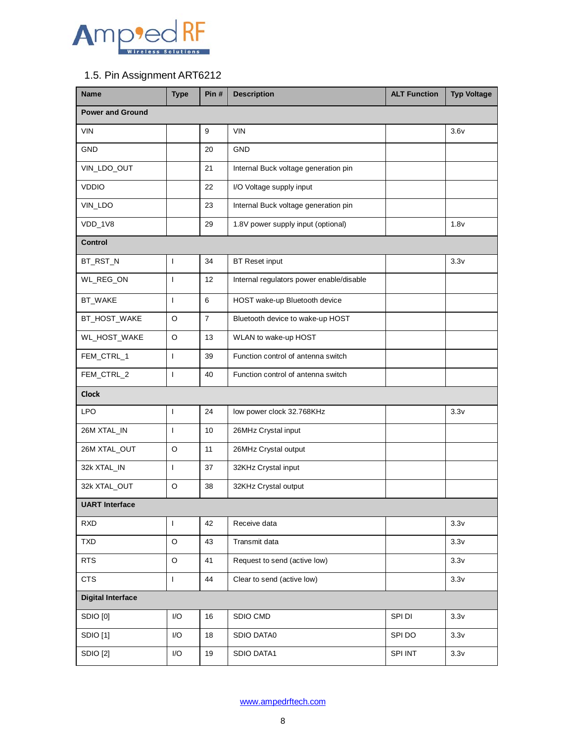## 1.5. Pin Assignment ART6212

| Name | Type | Pin # | Description | ALT Function | Typ Voltage |
|---|---|---|---|---|---|
| **Power and Ground** | | | | | |
| VIN | | 9 | VIN | | 3.6v |
| GND | | 20 | GND | | |
| VIN_LDO_OUT | | 21 | Internal Buck voltage generation pin | | |
| VDDIO | | 22 | I/O Voltage supply input | | |
| VIN_LDO | | 23 | Internal Buck voltage generation pin | | |
| VDD_1V8 | | 29 | 1.8V power supply input (optional) | | 1.8v |
| **Control** | | | | | |
| BT_RST_N | I | 34 | BT Reset input | | 3.3v |
| WL_REG_ON | I | 12 | Internal regulators power enable/disable | | |
| BT_WAKE | I | 6 | HOST wake-up Bluetooth device | | |
| BT_HOST_WAKE | O | 7 | Bluetooth device to wake-up HOST | | |
| WL_HOST_WAKE | O | 13 | WLAN to wake-up HOST | | |
| FEM_CTRL_1 | I | 39 | Function control of antenna switch | | |
| FEM_CTRL_2 | I | 40 | Function control of antenna switch | | |
| **Clock** | | | | | |
| LPO | I | 24 | low power clock 32.768KHz | | 3.3v |
| 26M XTAL_IN | I | 10 | 26MHz Crystal input | | |
| 26M XTAL_OUT | O | 11 | 26MHz Crystal output | | |
| 32k XTAL_IN | I | 37 | 32KHz Crystal input | | |
| 32k XTAL_OUT | O | 38 | 32KHz Crystal output | | |
| **UART Interface** | | | | | |
| RXD | I | 42 | Receive data | | 3.3v |
| TXD | O | 43 | Transmit data | | 3.3v |
| RTS | O | 41 | Request to send (active low) | | 3.3v |
| CTS | I | 44 | Clear to send (active low) | | 3.3v |
| **Digital Interface** | | | | | |
| SDIO [0] | I/O | 16 | SDIO CMD | SPI DI | 3.3v |
| SDIO [1] | I/O | 18 | SDIO DATA0 | SPI DO | 3.3v |
| SDIO [2] | I/O | 19 | SDIO DATA1 | SPI INT | 3.3v |

www.ampedrftech.com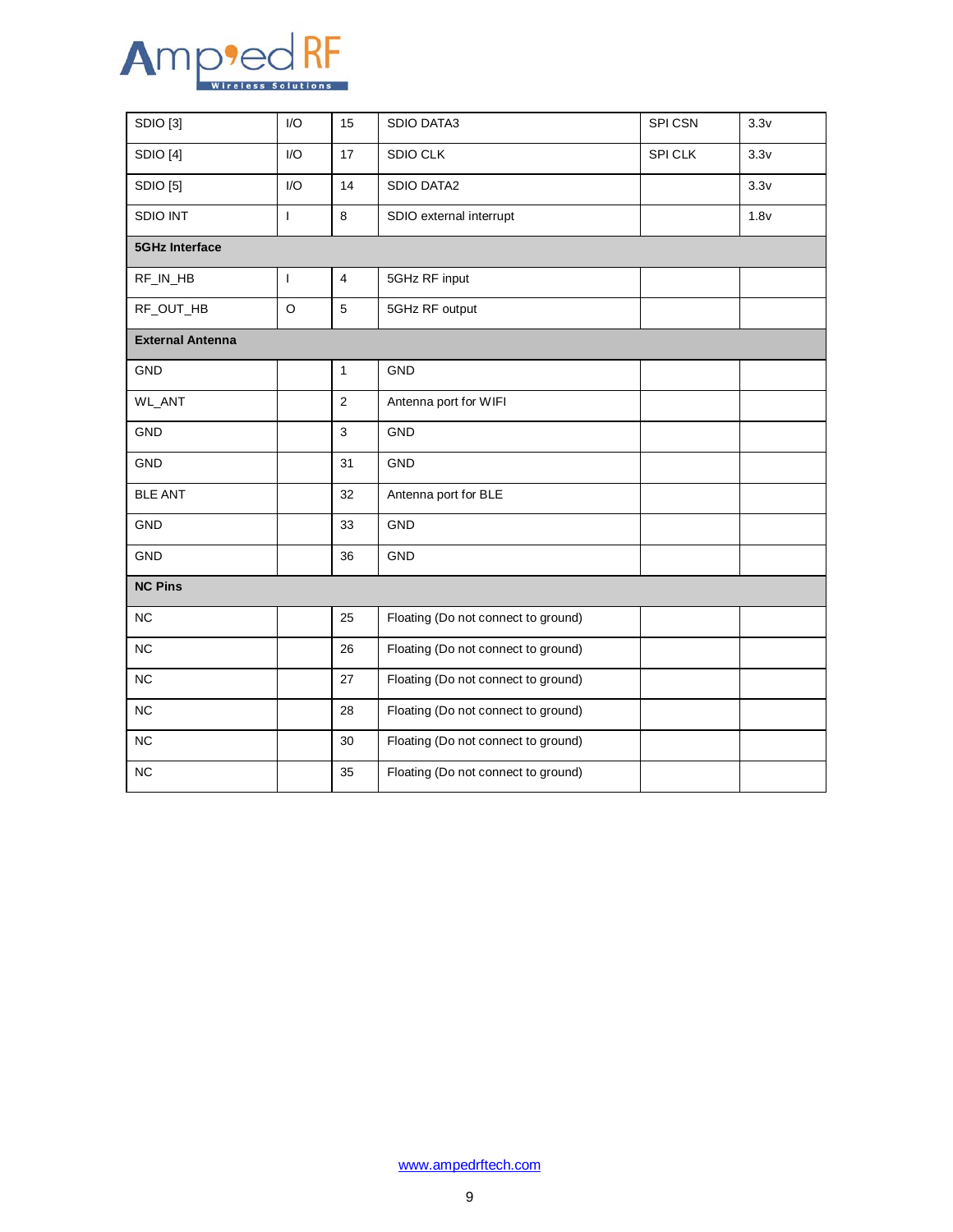| | | | | | |
|---|---|---|---|---|---|
| SDIO [3] | I/O | 15 | SDIO DATA3 | SPI CSN | 3.3v |
| SDIO [4] | I/O | 17 | SDIO CLK | SPI CLK | 3.3v |
| SDIO [5] | I/O | 14 | SDIO DATA2 | | 3.3v |
| SDIO INT | I | 8 | SDIO external interrupt | | 1.8v |
| **5GHz Interface** | | | | | |
| RF_IN_HB | I | 4 | 5GHz RF input | | |
| RF_OUT_HB | O | 5 | 5GHz RF output | | |
| **External Antenna** | | | | | |
| GND | | 1 | GND | | |
| WL_ANT | | 2 | Antenna port for WIFI | | |
| GND | | 3 | GND | | |
| GND | | 31 | GND | | |
| BLE ANT | | 32 | Antenna port for BLE | | |
| GND | | 33 | GND | | |
| GND | | 36 | GND | | |
| **NC Pins** | | | | | |
| NC | | 25 | Floating (Do not connect to ground) | | |
| NC | | 26 | Floating (Do not connect to ground) | | |
| NC | | 27 | Floating (Do not connect to ground) | | |
| NC | | 28 | Floating (Do not connect to ground) | | |
| NC | | 30 | Floating (Do not connect to ground) | | |
| NC | | 35 | Floating (Do not connect to ground) | | |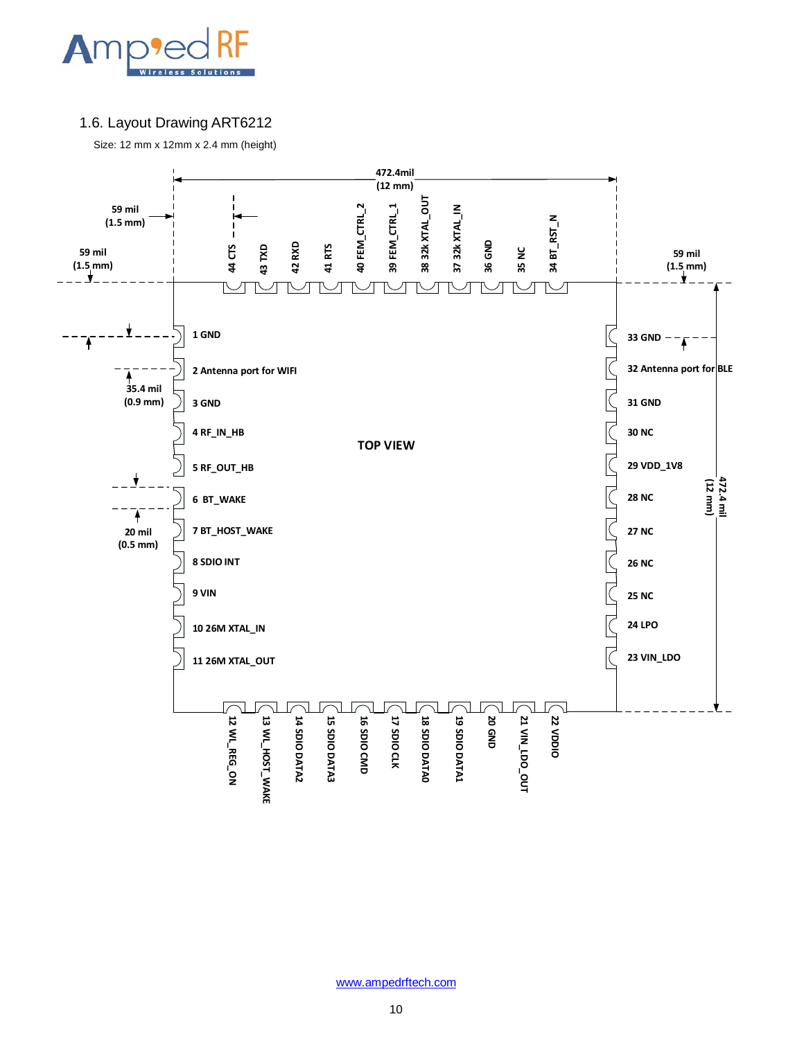## 1.6. Layout Drawing ART6212

Size: 12 mm x 12mm x 2.4 mm (height)

472.4mil (12 mm)

59 mil (1.5 mm)

59 mil (1.5 mm)

59 mil (1.5 mm)

35.4 mil (0.9 mm)

20 mil (0.5 mm)

472.4 mil (12 mm)

TOP VIEW

| Pin | Name |
|---|---|
| 1 | GND |
| 2 | Antenna port for WIFI |
| 3 | GND |
| 4 | RF_IN_HB |
| 5 | RF_OUT_HB |
| 6 | BT_WAKE |
| 7 | BT_HOST_WAKE |
| 8 | SDIO INT |
| 9 | VIN |
| 10 | 26M XTAL_IN |
| 11 | 26M XTAL_OUT |
| 12 | WL_REG_ON |
| 13 | WL_HOST_WAKE |
| 14 | SDIO DATA2 |
| 15 | SDIO DATA3 |
| 16 | SDIO CMD |
| 17 | SDIO CLK |
| 18 | SDIO DATA0 |
| 19 | SDIO DATA1 |
| 20 | GND |
| 21 | VIN_LDO_OUT |
| 22 | VDDIO |
| 23 | VIN_LDO |
| 24 | LPO |
| 25 | NC |
| 26 | NC |
| 27 | NC |
| 28 | NC |
| 29 | VDD_1V8 |
| 30 | NC |
| 31 | GND |
| 32 | Antenna port for BLE |
| 33 | GND |
| 34 | BT_RST_N |
| 35 | NC |
| 36 | GND |
| 37 | 32k XTAL_IN |
| 38 | 32k XTAL_OUT |
| 39 | FEM_CTRL_1 |
| 40 | FEM_CTRL_2 |
| 41 | RTS |
| 42 | RXD |
| 43 | TXD |
| 44 | CTS |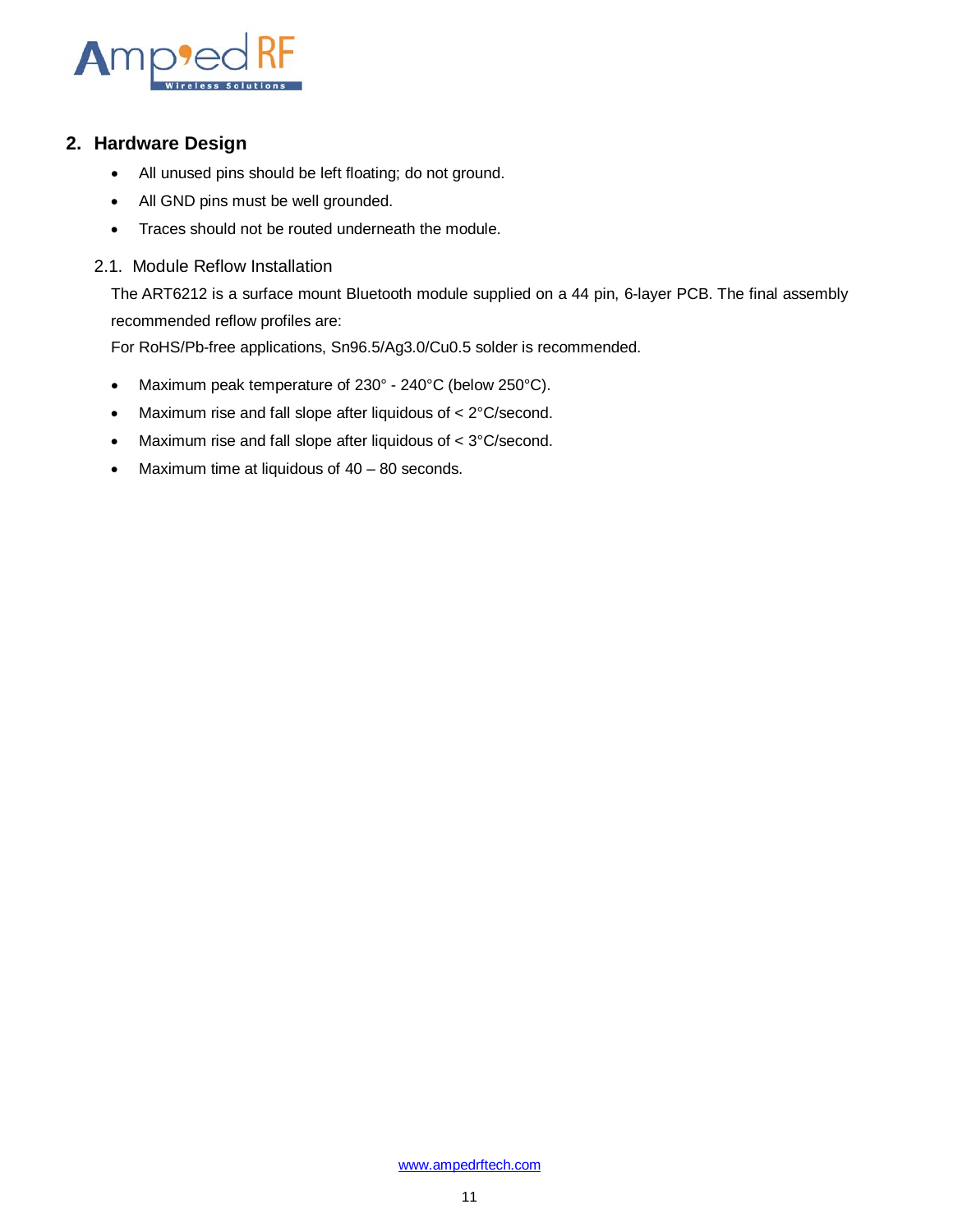## 2. Hardware Design

- All unused pins should be left floating; do not ground.
- All GND pins must be well grounded.
- Traces should not be routed underneath the module.

### 2.1. Module Reflow Installation

The ART6212 is a surface mount Bluetooth module supplied on a 44 pin, 6-layer PCB. The final assembly recommended reflow profiles are:

For RoHS/Pb-free applications, Sn96.5/Ag3.0/Cu0.5 solder is recommended.

- Maximum peak temperature of 230° - 240°C (below 250°C).
- Maximum rise and fall slope after liquidous of < 2°C/second.
- Maximum rise and fall slope after liquidous of < 3°C/second.
- Maximum time at liquidous of 40 – 80 seconds.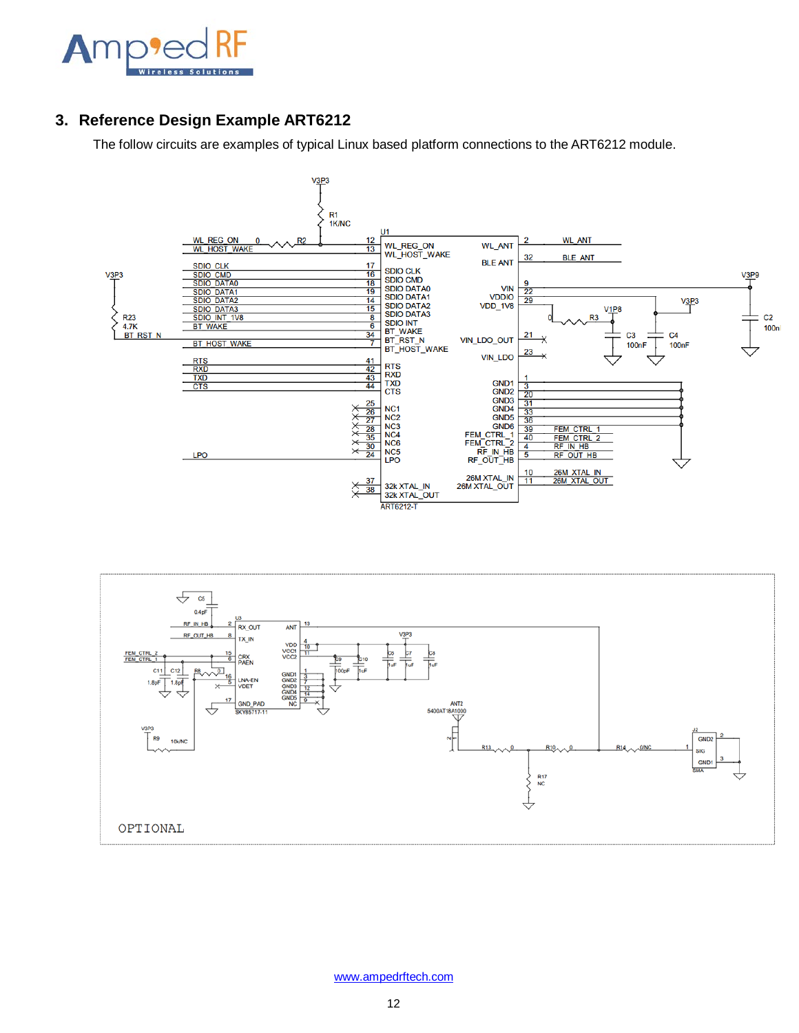## 3. Reference Design Example ART6212

The follow circuits are examples of typical Linux based platform connections to the ART6212 module.

OPTIONAL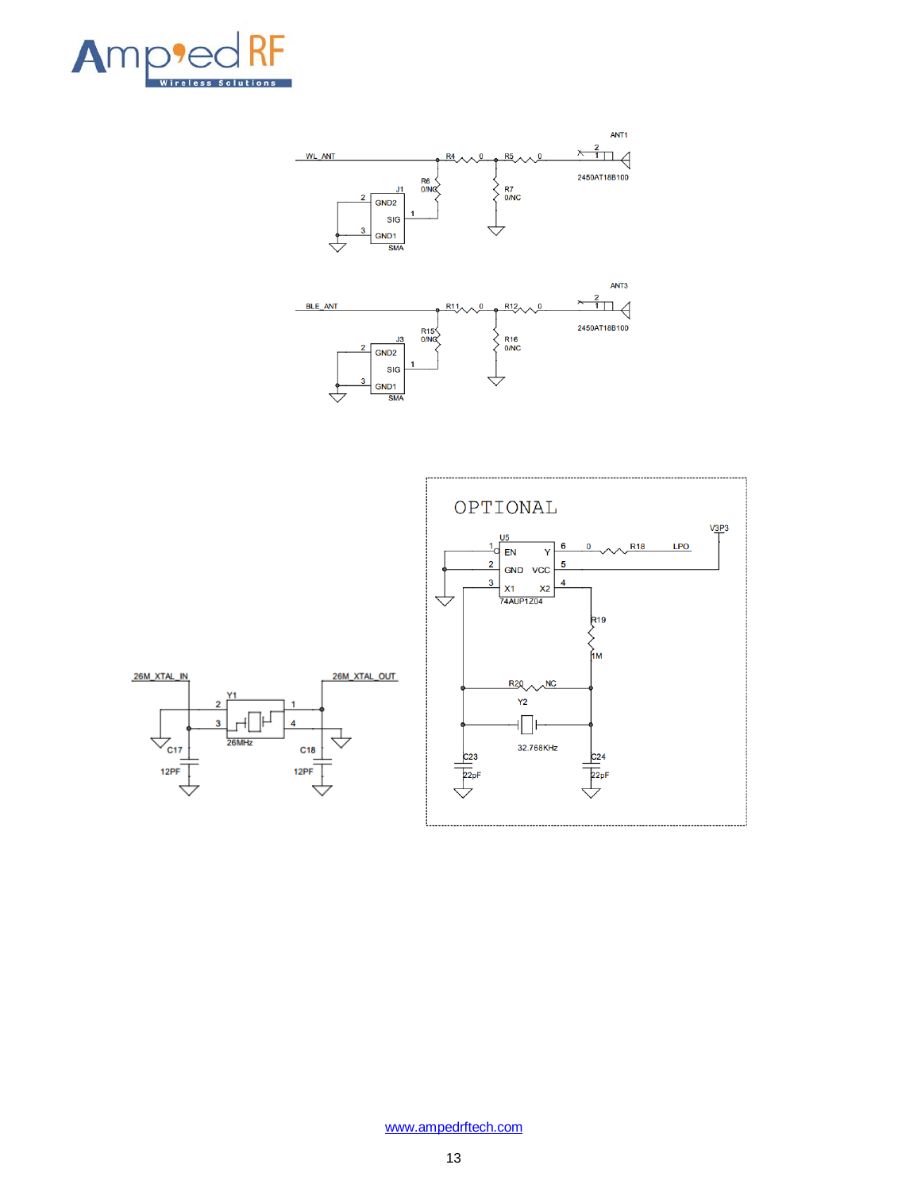OPTIONAL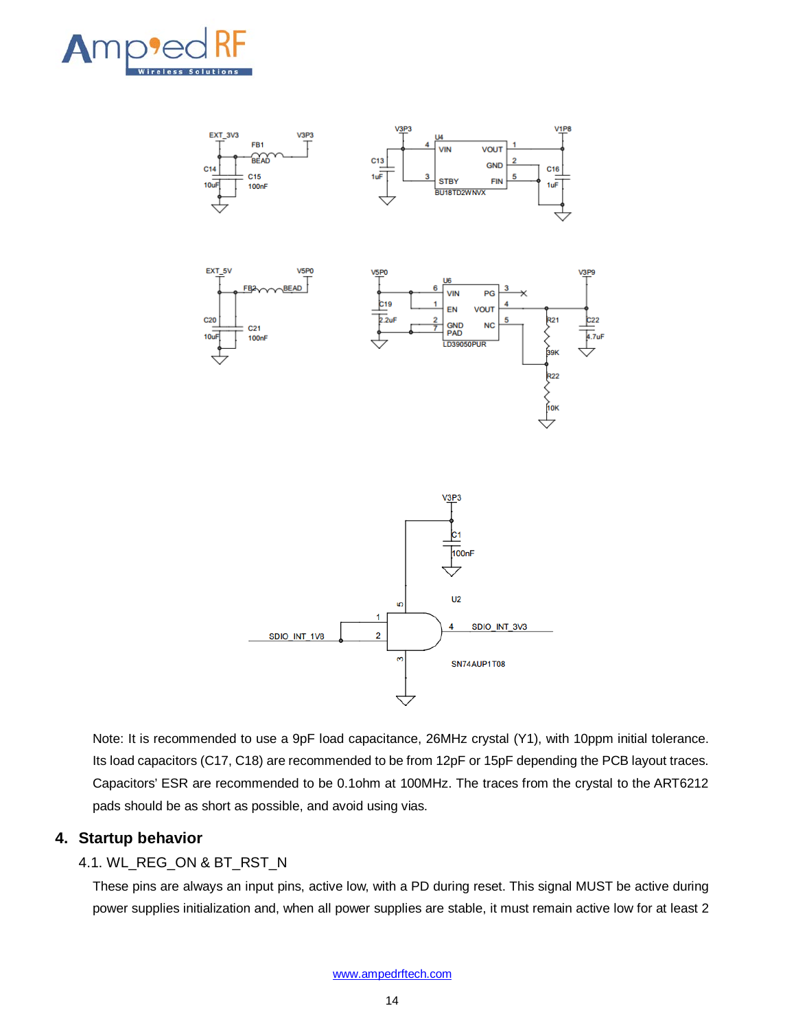Note: It is recommended to use a 9pF load capacitance, 26MHz crystal (Y1), with 10ppm initial tolerance. Its load capacitors (C17, C18) are recommended to be from 12pF or 15pF depending the PCB layout traces. Capacitors' ESR are recommended to be 0.1ohm at 100MHz. The traces from the crystal to the ART6212 pads should be as short as possible, and avoid using vias.

## 4. Startup behavior

### 4.1. WL_REG_ON & BT_RST_N

These pins are always an input pins, active low, with a PD during reset. This signal MUST be active during power supplies initialization and, when all power supplies are stable, it must remain active low for at least 2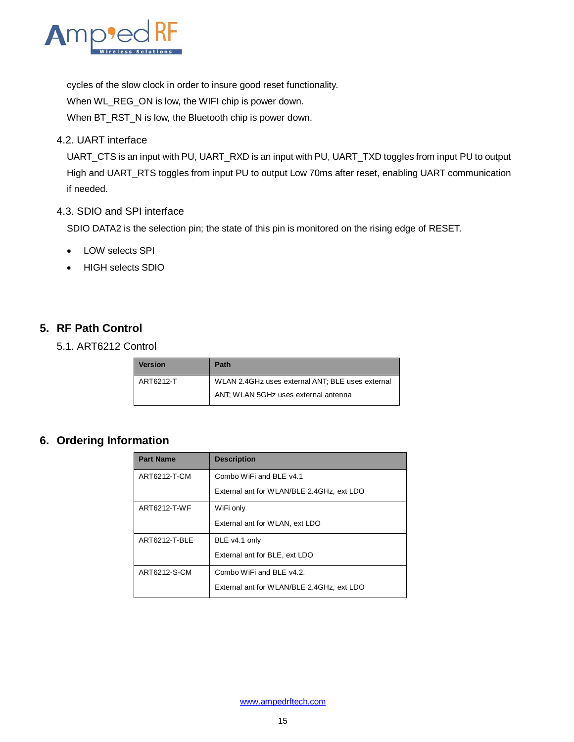cycles of the slow clock in order to insure good reset functionality.

When WL_REG_ON is low, the WIFI chip is power down.

When BT_RST_N is low, the Bluetooth chip is power down.

### 4.2. UART interface

UART_CTS is an input with PU, UART_RXD is an input with PU, UART_TXD toggles from input PU to output High and UART_RTS toggles from input PU to output Low 70ms after reset, enabling UART communication if needed.

### 4.3. SDIO and SPI interface

SDIO DATA2 is the selection pin; the state of this pin is monitored on the rising edge of RESET.

- LOW selects SPI
- HIGH selects SDIO

## 5. RF Path Control

### 5.1. ART6212 Control

| Version | Path |
|---|---|
| ART6212-T | WLAN 2.4GHz uses external ANT; BLE uses external ANT; WLAN 5GHz uses external antenna |

## 6. Ordering Information

| Part Name | Description |
|---|---|
| ART6212-T-CM | Combo WiFi and BLE v4.1<br>External ant for WLAN/BLE 2.4GHz, ext LDO |
| ART6212-T-WF | WiFi only<br>External ant for WLAN, ext LDO |
| ART6212-T-BLE | BLE v4.1 only<br>External ant for BLE, ext LDO |
| ART6212-S-CM | Combo WiFi and BLE v4.2.<br>External ant for WLAN/BLE 2.4GHz, ext LDO |

www.ampedrftech.com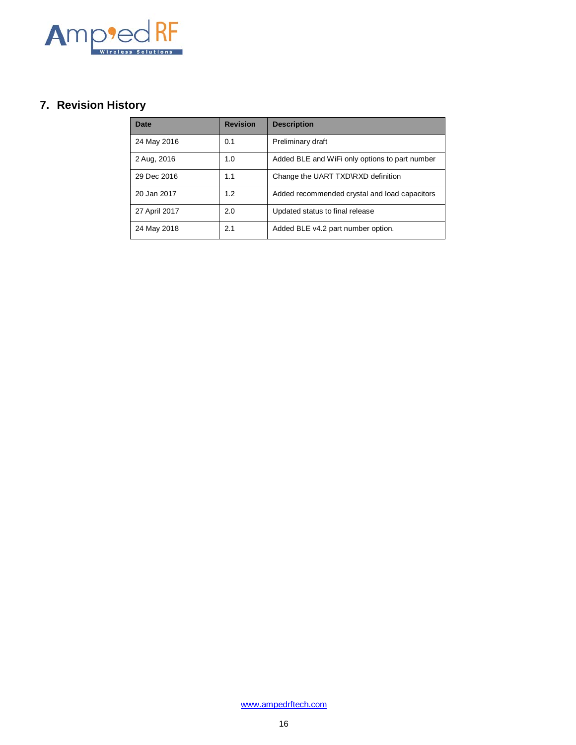## 7. Revision History

| Date | Revision | Description |
| --- | --- | --- |
| 24 May 2016 | 0.1 | Preliminary draft |
| 2 Aug, 2016 | 1.0 | Added BLE and WiFi only options to part number |
| 29 Dec 2016 | 1.1 | Change the UART TXD\RXD definition |
| 20 Jan 2017 | 1.2 | Added recommended crystal and load capacitors |
| 27 April 2017 | 2.0 | Updated status to final release |
| 24 May 2018 | 2.1 | Added BLE v4.2 part number option. |